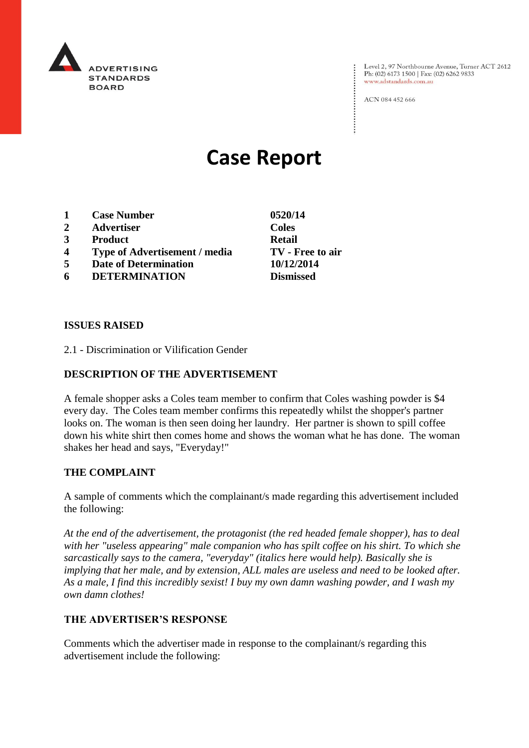ADVERTISING STANDARDS BOARD

Level 2, 97 Northbourne Avenue, Turner ACT 2612
Ph: (02) 6173 1500 | Fax: (02) 6262 9833
www.adstandards.com.au

ACN 084 452 666

# Case Report

| | | |
|---|---|---|
| **1** | **Case Number** | **0520/14** |
| **2** | **Advertiser** | **Coles** |
| **3** | **Product** | **Retail** |
| **4** | **Type of Advertisement / media** | **TV - Free to air** |
| **5** | **Date of Determination** | **10/12/2014** |
| **6** | **DETERMINATION** | **Dismissed** |

**ISSUES RAISED**

2.1 - Discrimination or Vilification Gender

**DESCRIPTION OF THE ADVERTISEMENT**

A female shopper asks a Coles team member to confirm that Coles washing powder is $4 every day. The Coles team member confirms this repeatedly whilst the shopper's partner looks on. The woman is then seen doing her laundry. Her partner is shown to spill coffee down his white shirt then comes home and shows the woman what he has done. The woman shakes her head and says, "Everyday!"

**THE COMPLAINT**

A sample of comments which the complainant/s made regarding this advertisement included the following:

*At the end of the advertisement, the protagonist (the red headed female shopper), has to deal with her "useless appearing" male companion who has spilt coffee on his shirt. To which she sarcastically says to the camera, "everyday" (italics here would help). Basically she is implying that her male, and by extension, ALL males are useless and need to be looked after. As a male, I find this incredibly sexist! I buy my own damn washing powder, and I wash my own damn clothes!*

**THE ADVERTISER'S RESPONSE**

Comments which the advertiser made in response to the complainant/s regarding this advertisement include the following: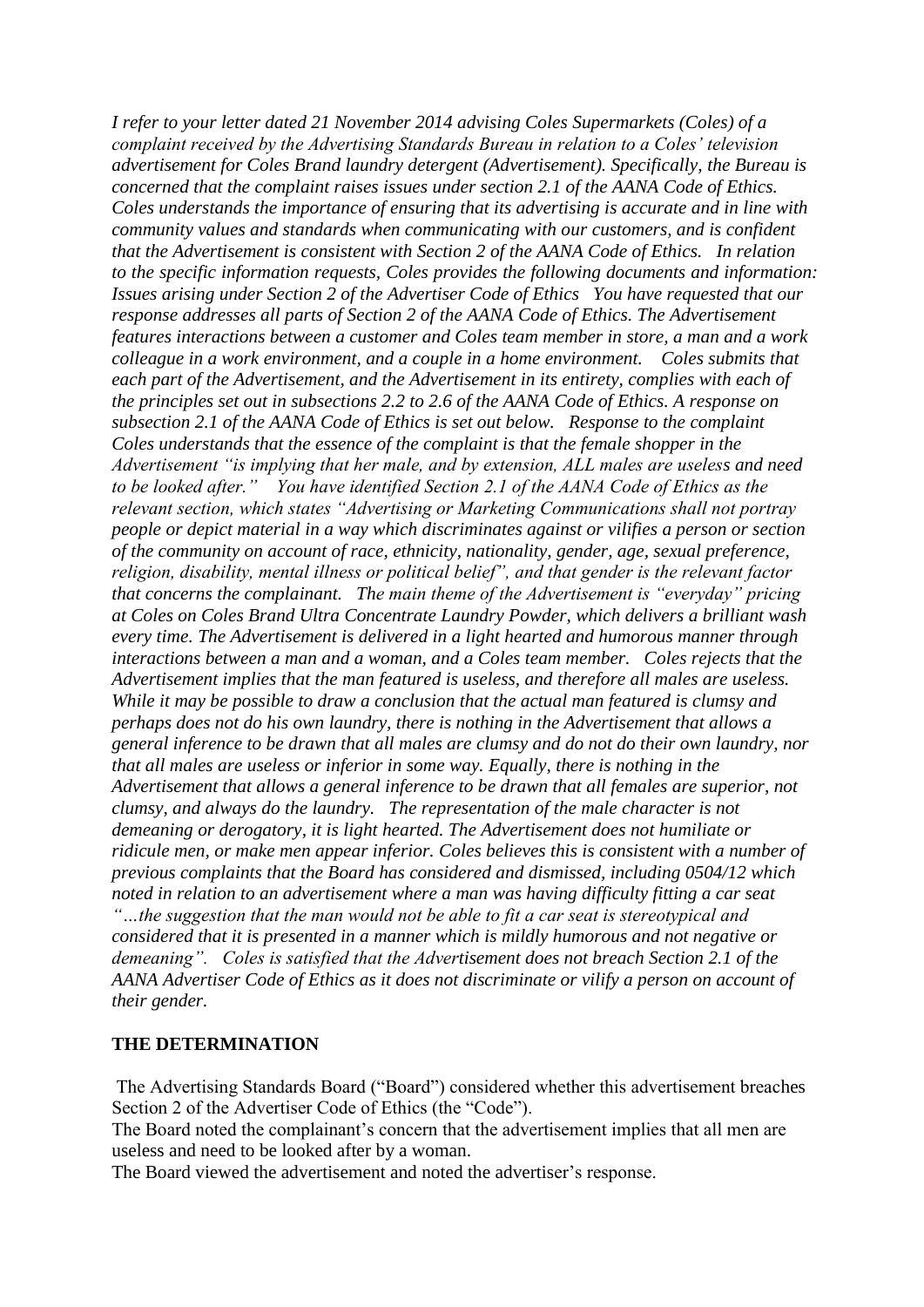*I refer to your letter dated 21 November 2014 advising Coles Supermarkets (Coles) of a complaint received by the Advertising Standards Bureau in relation to a Coles' television advertisement for Coles Brand laundry detergent (Advertisement). Specifically, the Bureau is concerned that the complaint raises issues under section 2.1 of the AANA Code of Ethics. Coles understands the importance of ensuring that its advertising is accurate and in line with community values and standards when communicating with our customers, and is confident that the Advertisement is consistent with Section 2 of the AANA Code of Ethics. In relation to the specific information requests, Coles provides the following documents and information: Issues arising under Section 2 of the Advertiser Code of Ethics You have requested that our response addresses all parts of Section 2 of the AANA Code of Ethics. The Advertisement features interactions between a customer and Coles team member in store, a man and a work colleague in a work environment, and a couple in a home environment. Coles submits that each part of the Advertisement, and the Advertisement in its entirety, complies with each of the principles set out in subsections 2.2 to 2.6 of the AANA Code of Ethics. A response on subsection 2.1 of the AANA Code of Ethics is set out below. Response to the complaint Coles understands that the essence of the complaint is that the female shopper in the Advertisement "is implying that her male, and by extension, ALL males are useless and need to be looked after." You have identified Section 2.1 of the AANA Code of Ethics as the relevant section, which states "Advertising or Marketing Communications shall not portray people or depict material in a way which discriminates against or vilifies a person or section of the community on account of race, ethnicity, nationality, gender, age, sexual preference, religion, disability, mental illness or political belief", and that gender is the relevant factor that concerns the complainant. The main theme of the Advertisement is "everyday" pricing at Coles on Coles Brand Ultra Concentrate Laundry Powder, which delivers a brilliant wash every time. The Advertisement is delivered in a light hearted and humorous manner through interactions between a man and a woman, and a Coles team member. Coles rejects that the Advertisement implies that the man featured is useless, and therefore all males are useless. While it may be possible to draw a conclusion that the actual man featured is clumsy and perhaps does not do his own laundry, there is nothing in the Advertisement that allows a general inference to be drawn that all males are clumsy and do not do their own laundry, nor that all males are useless or inferior in some way. Equally, there is nothing in the Advertisement that allows a general inference to be drawn that all females are superior, not clumsy, and always do the laundry. The representation of the male character is not demeaning or derogatory, it is light hearted. The Advertisement does not humiliate or ridicule men, or make men appear inferior. Coles believes this is consistent with a number of previous complaints that the Board has considered and dismissed, including 0504/12 which noted in relation to an advertisement where a man was having difficulty fitting a car seat "…the suggestion that the man would not be able to fit a car seat is stereotypical and considered that it is presented in a manner which is mildly humorous and not negative or demeaning". Coles is satisfied that the Advertisement does not breach Section 2.1 of the AANA Advertiser Code of Ethics as it does not discriminate or vilify a person on account of their gender.*

**THE DETERMINATION**

The Advertising Standards Board ("Board") considered whether this advertisement breaches Section 2 of the Advertiser Code of Ethics (the "Code").

The Board noted the complainant's concern that the advertisement implies that all men are useless and need to be looked after by a woman.

The Board viewed the advertisement and noted the advertiser's response.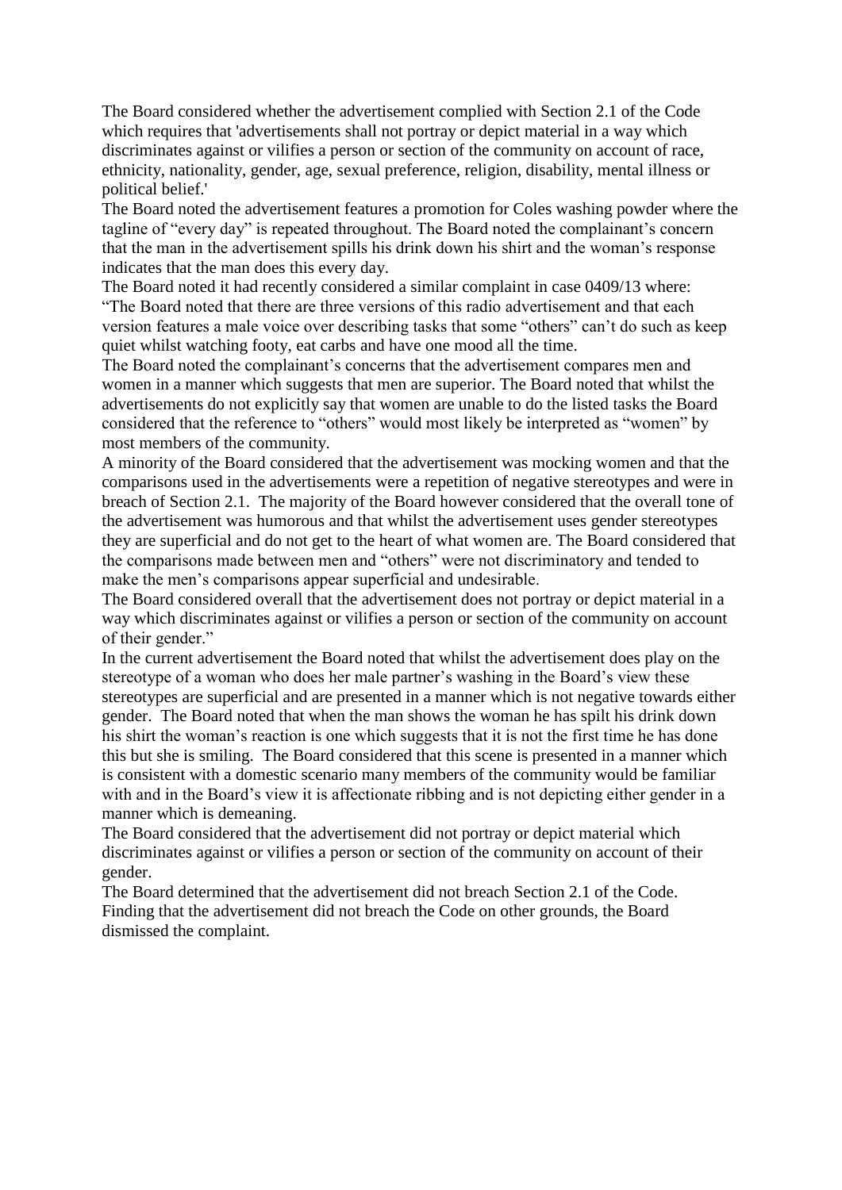The Board considered whether the advertisement complied with Section 2.1 of the Code which requires that 'advertisements shall not portray or depict material in a way which discriminates against or vilifies a person or section of the community on account of race, ethnicity, nationality, gender, age, sexual preference, religion, disability, mental illness or political belief.'

The Board noted the advertisement features a promotion for Coles washing powder where the tagline of "every day" is repeated throughout. The Board noted the complainant's concern that the man in the advertisement spills his drink down his shirt and the woman's response indicates that the man does this every day.

The Board noted it had recently considered a similar complaint in case 0409/13 where: "The Board noted that there are three versions of this radio advertisement and that each version features a male voice over describing tasks that some "others" can't do such as keep quiet whilst watching footy, eat carbs and have one mood all the time.

The Board noted the complainant's concerns that the advertisement compares men and women in a manner which suggests that men are superior. The Board noted that whilst the advertisements do not explicitly say that women are unable to do the listed tasks the Board considered that the reference to "others" would most likely be interpreted as "women" by most members of the community.

A minority of the Board considered that the advertisement was mocking women and that the comparisons used in the advertisements were a repetition of negative stereotypes and were in breach of Section 2.1. The majority of the Board however considered that the overall tone of the advertisement was humorous and that whilst the advertisement uses gender stereotypes they are superficial and do not get to the heart of what women are. The Board considered that the comparisons made between men and "others" were not discriminatory and tended to make the men's comparisons appear superficial and undesirable.

The Board considered overall that the advertisement does not portray or depict material in a way which discriminates against or vilifies a person or section of the community on account of their gender."

In the current advertisement the Board noted that whilst the advertisement does play on the stereotype of a woman who does her male partner's washing in the Board's view these stereotypes are superficial and are presented in a manner which is not negative towards either gender. The Board noted that when the man shows the woman he has spilt his drink down his shirt the woman's reaction is one which suggests that it is not the first time he has done this but she is smiling. The Board considered that this scene is presented in a manner which is consistent with a domestic scenario many members of the community would be familiar with and in the Board's view it is affectionate ribbing and is not depicting either gender in a manner which is demeaning.

The Board considered that the advertisement did not portray or depict material which discriminates against or vilifies a person or section of the community on account of their gender.

The Board determined that the advertisement did not breach Section 2.1 of the Code.

Finding that the advertisement did not breach the Code on other grounds, the Board dismissed the complaint.